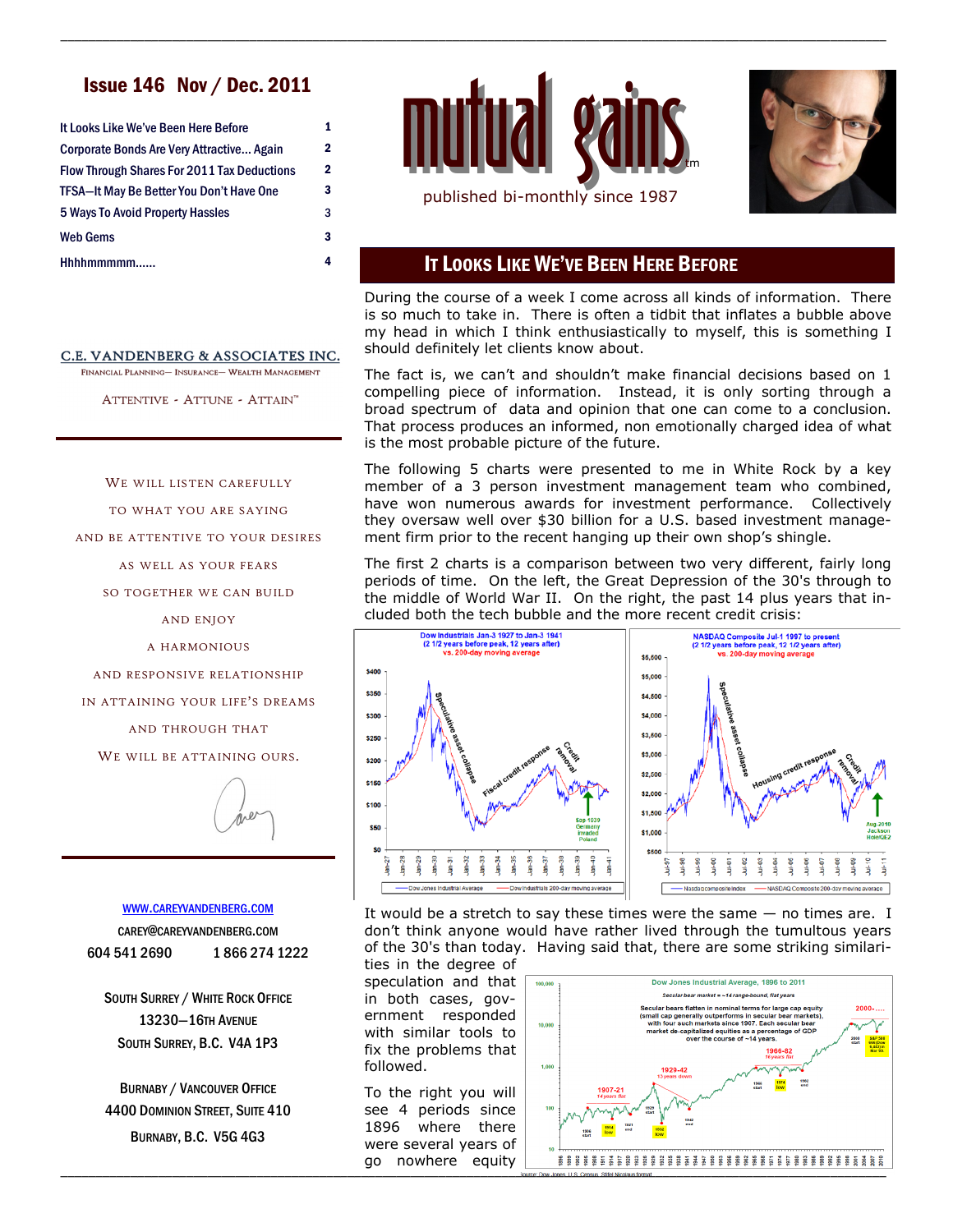# Issue 146 Nov / Dec. 2011

| | |
|---|---|
| It Looks Like We've Been Here Before | 1 |
| Corporate Bonds Are Very Attractive... Again | 2 |
| Flow Through Shares For 2011 Tax Deductions | 2 |
| TFSA—It May Be Better You Don't Have One | 3 |
| 5 Ways To Avoid Property Hassles | 3 |
| Web Gems | 3 |
| Hhhhmmmmm...... | 4 |

**mutual gains**™

published bi-monthly since 1987

C.E. VANDENBERG & ASSOCIATES INC.

FINANCIAL PLANNING— INSURANCE— WEALTH MANAGEMENT

ATTENTIVE - ATTUNE - ATTAIN™

WE WILL LISTEN CAREFULLY
TO WHAT YOU ARE SAYING
AND BE ATTENTIVE TO YOUR DESIRES
AS WELL AS YOUR FEARS
SO TOGETHER WE CAN BUILD
AND ENJOY
A HARMONIOUS
AND RESPONSIVE RELATIONSHIP
IN ATTAINING YOUR LIFE'S DREAMS
AND THROUGH THAT
WE WILL BE ATTAINING OURS.

Carey

WWW.CAREYVANDENBERG.COM

CAREY@CAREYVANDENBERG.COM

604 541 2690 1 866 274 1222

SOUTH SURREY / WHITE ROCK OFFICE
13230—16TH AVENUE
SOUTH SURREY, B.C. V4A 1P3

BURNABY / VANCOUVER OFFICE
4400 DOMINION STREET, SUITE 410
BURNABY, B.C. V5G 4G3

## It Looks Like We've Been Here Before

During the course of a week I come across all kinds of information. There is so much to take in. There is often a tidbit that inflates a bubble above my head in which I think enthusiastically to myself, this is something I should definitely let clients know about.

The fact is, we can't and shouldn't make financial decisions based on 1 compelling piece of information. Instead, it is only sorting through a broad spectrum of data and opinion that one can come to a conclusion. That process produces an informed, non emotionally charged idea of what is the most probable picture of the future.

The following 5 charts were presented to me in White Rock by a key member of a 3 person investment management team who combined, have won numerous awards for investment performance. Collectively they oversaw well over $30 billion for a U.S. based investment management firm prior to the recent hanging up their own shop's shingle.

The first 2 charts is a comparison between two very different, fairly long periods of time. On the left, the Great Depression of the 30's through to the middle of World War II. On the right, the past 14 plus years that included both the tech bubble and the more recent credit crisis:

Dow Industrials Jan-3 1927 to Jan-3 1941 (2 1/2 years before peak, 12 years after) vs. 200-day moving average

NASDAQ Composite Jul-1 1997 to present (2 1/2 years before peak, 12 1/2 years after) vs. 200-day moving average

It would be a stretch to say these times were the same — no times are. I don't think anyone would have rather lived through the tumultous years of the 30's than today. Having said that, there are some striking similarities in the degree of speculation and that in both cases, government responded with similar tools to fix the problems that followed.

Dow Jones Industrial Average, 1896 to 2011

To the right you will see 4 periods since 1896 where there were several years of go nowhere equity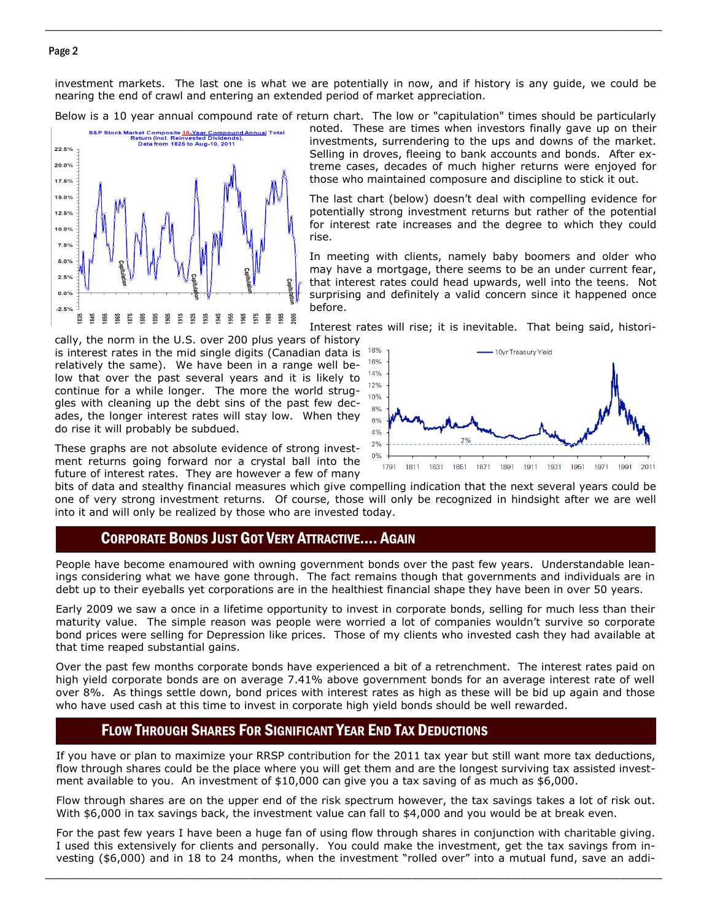investment markets. The last one is what we are potentially in now, and if history is any guide, we could be nearing the end of crawl and entering an extended period of market appreciation.

Below is a 10 year annual compound rate of return chart. The low or "capitulation" times should be particularly noted. These are times when investors finally gave up on their investments, surrendering to the ups and downs of the market. Selling in droves, fleeing to bank accounts and bonds. After extreme cases, decades of much higher returns were enjoyed for those who maintained composure and discipline to stick it out.

The last chart (below) doesn't deal with compelling evidence for potentially strong investment returns but rather of the potential for interest rate increases and the degree to which they could rise.

In meeting with clients, namely baby boomers and older who may have a mortgage, there seems to be an under current fear, that interest rates could head upwards, well into the teens. Not surprising and definitely a valid concern since it happened once before.

Interest rates will rise; it is inevitable. That being said, historically, the norm in the U.S. over 200 plus years of history is interest rates in the mid single digits (Canadian data is relatively the same). We have been in a range well below that over the past several years and it is likely to continue for a while longer. The more the world struggles with cleaning up the debt sins of the past few decades, the longer interest rates will stay low. When they do rise it will probably be subdued.

These graphs are not absolute evidence of strong investment returns going forward nor a crystal ball into the future of interest rates. They are however a few of many bits of data and stealthy financial measures which give compelling indication that the next several years could be one of very strong investment returns. Of course, those will only be recognized in hindsight after we are well into it and will only be realized by those who are invested today.

## Corporate Bonds Just Got Very Attractive.... Again

People have become enamoured with owning government bonds over the past few years. Understandable leanings considering what we have gone through. The fact remains though that governments and individuals are in debt up to their eyeballs yet corporations are in the healthiest financial shape they have been in over 50 years.

Early 2009 we saw a once in a lifetime opportunity to invest in corporate bonds, selling for much less than their maturity value. The simple reason was people were worried a lot of companies wouldn't survive so corporate bond prices were selling for Depression like prices. Those of my clients who invested cash they had available at that time reaped substantial gains.

Over the past few months corporate bonds have experienced a bit of a retrenchment. The interest rates paid on high yield corporate bonds are on average 7.41% above government bonds for an average interest rate of well over 8%. As things settle down, bond prices with interest rates as high as these will be bid up again and those who have used cash at this time to invest in corporate high yield bonds should be well rewarded.

## Flow Through Shares For Significant Year End Tax Deductions

If you have or plan to maximize your RRSP contribution for the 2011 tax year but still want more tax deductions, flow through shares could be the place where you will get them and are the longest surviving tax assisted investment available to you. An investment of $10,000 can give you a tax saving of as much as $6,000.

Flow through shares are on the upper end of the risk spectrum however, the tax savings takes a lot of risk out. With $6,000 in tax savings back, the investment value can fall to $4,000 and you would be at break even.

For the past few years I have been a huge fan of using flow through shares in conjunction with charitable giving. I used this extensively for clients and personally. You could make the investment, get the tax savings from investing ($6,000) and in 18 to 24 months, when the investment "rolled over" into a mutual fund, save an addi-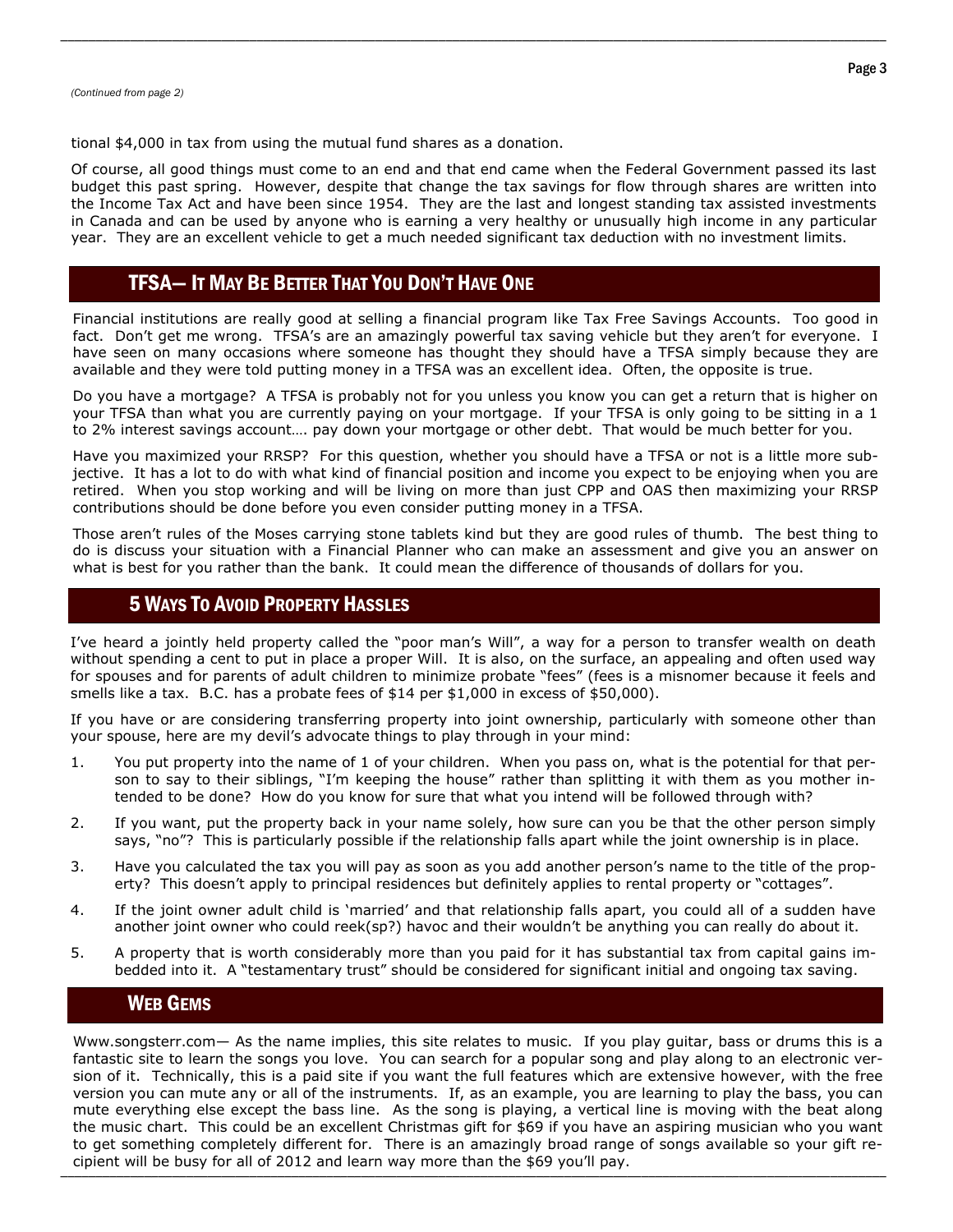*(Continued from page 2)*

tional $4,000 in tax from using the mutual fund shares as a donation.

Of course, all good things must come to an end and that end came when the Federal Government passed its last budget this past spring. However, despite that change the tax savings for flow through shares are written into the Income Tax Act and have been since 1954. They are the last and longest standing tax assisted investments in Canada and can be used by anyone who is earning a very healthy or unusually high income in any particular year. They are an excellent vehicle to get a much needed significant tax deduction with no investment limits.

## TFSA— It May Be Better That You Don't Have One

Financial institutions are really good at selling a financial program like Tax Free Savings Accounts. Too good in fact. Don't get me wrong. TFSA's are an amazingly powerful tax saving vehicle but they aren't for everyone. I have seen on many occasions where someone has thought they should have a TFSA simply because they are available and they were told putting money in a TFSA was an excellent idea. Often, the opposite is true.

Do you have a mortgage? A TFSA is probably not for you unless you know you can get a return that is higher on your TFSA than what you are currently paying on your mortgage. If your TFSA is only going to be sitting in a 1 to 2% interest savings account…. pay down your mortgage or other debt. That would be much better for you.

Have you maximized your RRSP? For this question, whether you should have a TFSA or not is a little more subjective. It has a lot to do with what kind of financial position and income you expect to be enjoying when you are retired. When you stop working and will be living on more than just CPP and OAS then maximizing your RRSP contributions should be done before you even consider putting money in a TFSA.

Those aren't rules of the Moses carrying stone tablets kind but they are good rules of thumb. The best thing to do is discuss your situation with a Financial Planner who can make an assessment and give you an answer on what is best for you rather than the bank. It could mean the difference of thousands of dollars for you.

## 5 Ways To Avoid Property Hassles

I've heard a jointly held property called the "poor man's Will", a way for a person to transfer wealth on death without spending a cent to put in place a proper Will. It is also, on the surface, an appealing and often used way for spouses and for parents of adult children to minimize probate "fees" (fees is a misnomer because it feels and smells like a tax. B.C. has a probate fees of $14 per $1,000 in excess of $50,000).

If you have or are considering transferring property into joint ownership, particularly with someone other than your spouse, here are my devil's advocate things to play through in your mind:

1. You put property into the name of 1 of your children. When you pass on, what is the potential for that person to say to their siblings, "I'm keeping the house" rather than splitting it with them as you mother intended to be done? How do you know for sure that what you intend will be followed through with?
2. If you want, put the property back in your name solely, how sure can you be that the other person simply says, "no"? This is particularly possible if the relationship falls apart while the joint ownership is in place.
3. Have you calculated the tax you will pay as soon as you add another person's name to the title of the property? This doesn't apply to principal residences but definitely applies to rental property or "cottages".
4. If the joint owner adult child is 'married' and that relationship falls apart, you could all of a sudden have another joint owner who could reek(sp?) havoc and their wouldn't be anything you can really do about it.
5. A property that is worth considerably more than you paid for it has substantial tax from capital gains imbedded into it. A "testamentary trust" should be considered for significant initial and ongoing tax saving.

## Web Gems

Www.songsterr.com— As the name implies, this site relates to music. If you play guitar, bass or drums this is a fantastic site to learn the songs you love. You can search for a popular song and play along to an electronic version of it. Technically, this is a paid site if you want the full features which are extensive however, with the free version you can mute any or all of the instruments. If, as an example, you are learning to play the bass, you can mute everything else except the bass line. As the song is playing, a vertical line is moving with the beat along the music chart. This could be an excellent Christmas gift for $69 if you have an aspiring musician who you want to get something completely different for. There is an amazingly broad range of songs available so your gift recipient will be busy for all of 2012 and learn way more than the $69 you'll pay.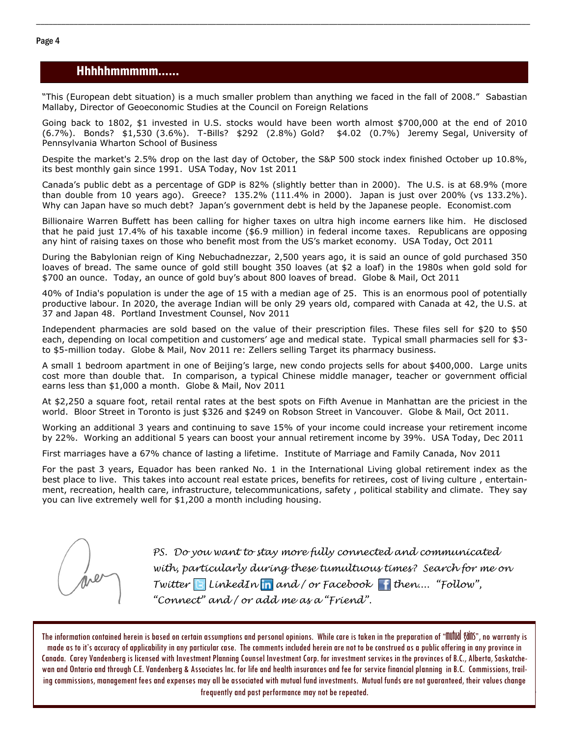## Hhhhhmmmmm......

"This (European debt situation) is a much smaller problem than anything we faced in the fall of 2008." Sabastian Mallaby, Director of Geoeconomic Studies at the Council on Foreign Relations

Going back to 1802, $1 invested in U.S. stocks would have been worth almost $700,000 at the end of 2010 (6.7%). Bonds? $1,530 (3.6%). T-Bills? $292 (2.8%) Gold? $4.02 (0.7%) Jeremy Segal, University of Pennsylvania Wharton School of Business

Despite the market's 2.5% drop on the last day of October, the S&P 500 stock index finished October up 10.8%, its best monthly gain since 1991. USA Today, Nov 1st 2011

Canada's public debt as a percentage of GDP is 82% (slightly better than in 2000). The U.S. is at 68.9% (more than double from 10 years ago). Greece? 135.2% (111.4% in 2000). Japan is just over 200% (vs 133.2%). Why can Japan have so much debt? Japan's government debt is held by the Japanese people. Economist.com

Billionaire Warren Buffett has been calling for higher taxes on ultra high income earners like him. He disclosed that he paid just 17.4% of his taxable income ($6.9 million) in federal income taxes. Republicans are opposing any hint of raising taxes on those who benefit most from the US's market economy. USA Today, Oct 2011

During the Babylonian reign of King Nebuchadnezzar, 2,500 years ago, it is said an ounce of gold purchased 350 loaves of bread. The same ounce of gold still bought 350 loaves (at $2 a loaf) in the 1980s when gold sold for $700 an ounce. Today, an ounce of gold buy's about 800 loaves of bread. Globe & Mail, Oct 2011

40% of India's population is under the age of 15 with a median age of 25. This is an enormous pool of potentially productive labour. In 2020, the average Indian will be only 29 years old, compared with Canada at 42, the U.S. at 37 and Japan 48. Portland Investment Counsel, Nov 2011

Independent pharmacies are sold based on the value of their prescription files. These files sell for $20 to $50 each, depending on local competition and customers' age and medical state. Typical small pharmacies sell for $3- to $5-million today. Globe & Mail, Nov 2011 re: Zellers selling Target its pharmacy business.

A small 1 bedroom apartment in one of Beijing's large, new condo projects sells for about $400,000. Large units cost more than double that. In comparison, a typical Chinese middle manager, teacher or government official earns less than $1,000 a month. Globe & Mail, Nov 2011

At $2,250 a square foot, retail rental rates at the best spots on Fifth Avenue in Manhattan are the priciest in the world. Bloor Street in Toronto is just $326 and $249 on Robson Street in Vancouver. Globe & Mail, Oct 2011.

Working an additional 3 years and continuing to save 15% of your income could increase your retirement income by 22%. Working an additional 5 years can boost your annual retirement income by 39%. USA Today, Dec 2011

First marriages have a 67% chance of lasting a lifetime. Institute of Marriage and Family Canada, Nov 2011

For the past 3 years, Equador has been ranked No. 1 in the International Living global retirement index as the best place to live. This takes into account real estate prices, benefits for retirees, cost of living culture , entertainment, recreation, health care, infrastructure, telecommunications, safety , political stability and climate. They say you can live extremely well for $1,200 a month including housing.

Carey

*PS. Do you want to stay more fully connected and communicated with, particularly during these tumultuous times? Search for me on Twitter LinkedIn and / or Facebook then.... "Follow", "Connect" and / or add me as a "Friend".*

The information contained herein is based on certain assumptions and personal opinions. While care is taken in the preparation of "mutual gains", no warranty is made as to it's accuracy of applicability in any particular case. The comments included herein are not to be construed as a public offering in any province in Canada. Carey Vandenberg is licensed with Investment Planning Counsel Investment Corp. for investment services in the provinces of B.C., Alberta, Saskatchewan and Ontario and through C.E. Vandenberg & Associates Inc. for life and health insurances and fee for service financial planning in B.C. Commissions, trailing commissions, management fees and expenses may all be associated with mutual fund investments. Mutual funds are not guaranteed, their values change frequently and past performance may not be repeated.